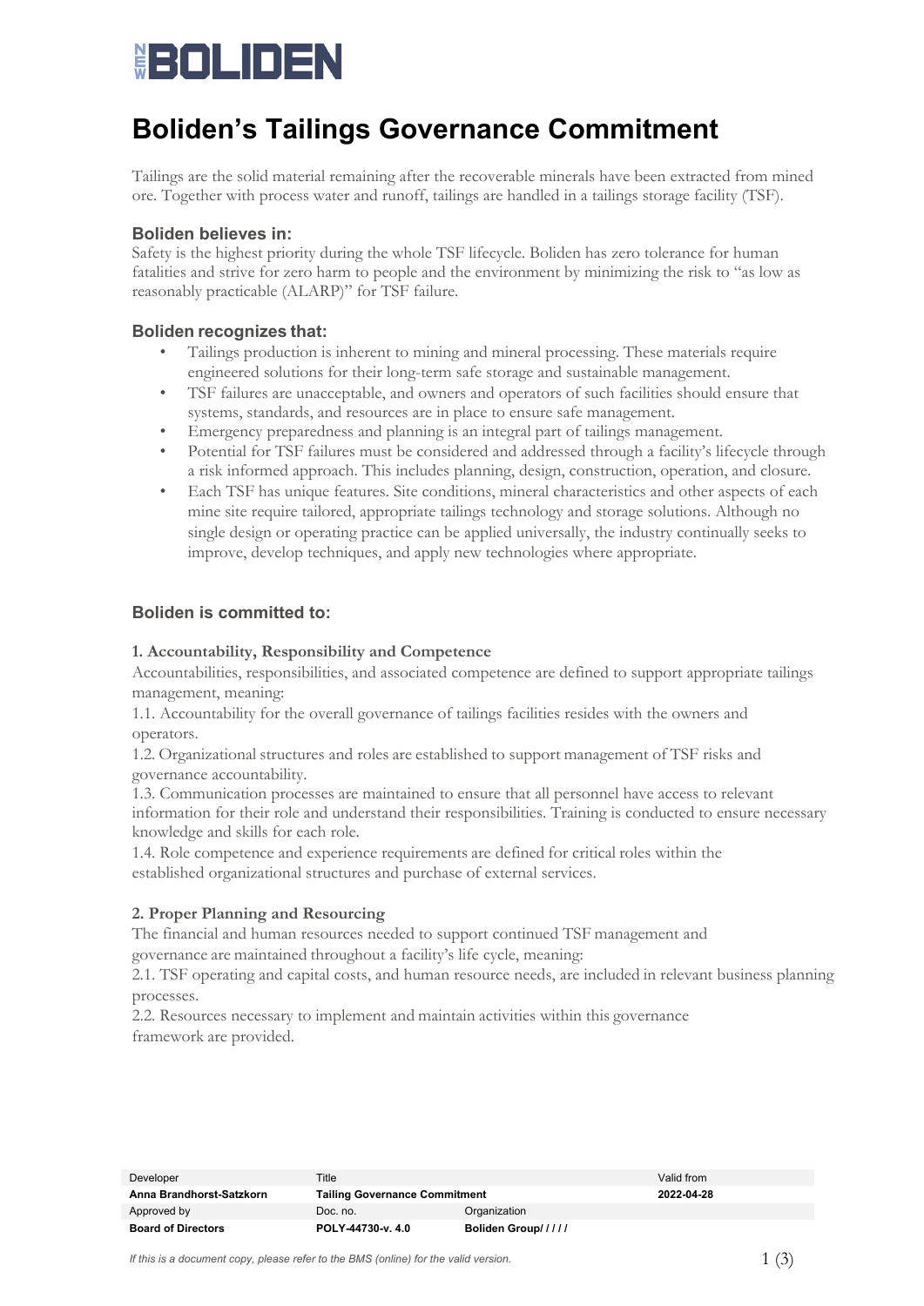# Boliden's Tailings Governance Commitment

Tailings are the solid material remaining after the recoverable minerals have been extracted from mined ore. Together with process water and runoff, tailings are handled in a tailings storage facility (TSF).

### Boliden believes in:

Safety is the highest priority during the whole TSF lifecycle. Boliden has zero tolerance for human fatalities and strive for zero harm to people and the environment by minimizing the risk to "as low as reasonably practicable (ALARP)" for TSF failure.

### Boliden recognizes that:

- Tailings production is inherent to mining and mineral processing. These materials require engineered solutions for their long-term safe storage and sustainable management.
- TSF failures are unacceptable, and owners and operators of such facilities should ensure that systems, standards, and resources are in place to ensure safe management.
- Emergency preparedness and planning is an integral part of tailings management.
- Potential for TSF failures must be considered and addressed through a facility's lifecycle through a risk informed approach. This includes planning, design, construction, operation, and closure.
- Each TSF has unique features. Site conditions, mineral characteristics and other aspects of each mine site require tailored, appropriate tailings technology and storage solutions. Although no single design or operating practice can be applied universally, the industry continually seeks to improve, develop techniques, and apply new technologies where appropriate.

### Boliden is committed to:

**1. Accountability, Responsibility and Competence**

Accountabilities, responsibilities, and associated competence are defined to support appropriate tailings management, meaning:

1.1. Accountability for the overall governance of tailings facilities resides with the owners and operators.

1.2. Organizational structures and roles are established to support management of TSF risks and governance accountability.

1.3. Communication processes are maintained to ensure that all personnel have access to relevant information for their role and understand their responsibilities. Training is conducted to ensure necessary knowledge and skills for each role.

1.4. Role competence and experience requirements are defined for critical roles within the established organizational structures and purchase of external services.

**2. Proper Planning and Resourcing**

The financial and human resources needed to support continued TSF management and governance are maintained throughout a facility's life cycle, meaning:

2.1. TSF operating and capital costs, and human resource needs, are included in relevant business planning processes.

2.2. Resources necessary to implement and maintain activities within this governance framework are provided.

| Developer | Title | | Valid from |
|---|---|---|---|
| **Anna Brandhorst-Satzkorn** | **Tailing Governance Commitment** | | **2022-04-28** |
| Approved by | Doc. no. | Organization | |
| **Board of Directors** | **POLY-44730-v. 4.0** | **Boliden Group/ / / / /** | |

*If this is a document copy, please refer to the BMS (online) for the valid version.*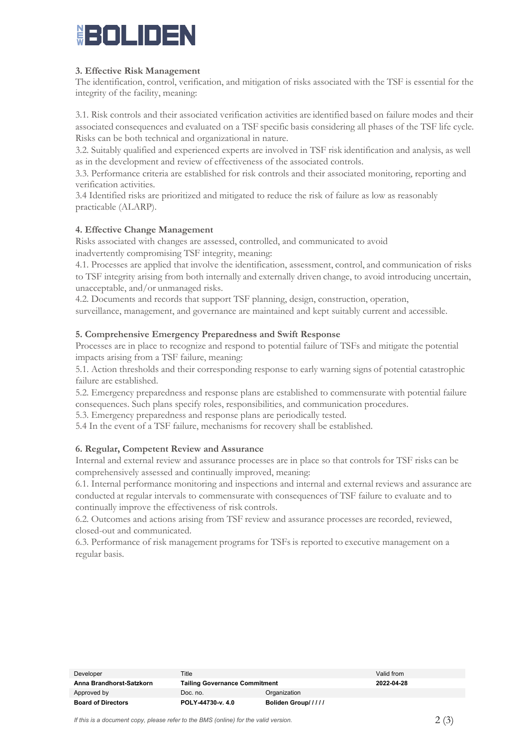### 3. Effective Risk Management

The identification, control, verification, and mitigation of risks associated with the TSF is essential for the integrity of the facility, meaning:

3.1. Risk controls and their associated verification activities are identified based on failure modes and their associated consequences and evaluated on a TSF specific basis considering all phases of the TSF life cycle. Risks can be both technical and organizational in nature.
3.2. Suitably qualified and experienced experts are involved in TSF risk identification and analysis, as well as in the development and review of effectiveness of the associated controls.
3.3. Performance criteria are established for risk controls and their associated monitoring, reporting and verification activities.
3.4 Identified risks are prioritized and mitigated to reduce the risk of failure as low as reasonably practicable (ALARP).

### 4. Effective Change Management

Risks associated with changes are assessed, controlled, and communicated to avoid inadvertently compromising TSF integrity, meaning:
4.1. Processes are applied that involve the identification, assessment, control, and communication of risks to TSF integrity arising from both internally and externally driven change, to avoid introducing uncertain, unacceptable, and/or unmanaged risks.
4.2. Documents and records that support TSF planning, design, construction, operation, surveillance, management, and governance are maintained and kept suitably current and accessible.

### 5. Comprehensive Emergency Preparedness and Swift Response

Processes are in place to recognize and respond to potential failure of TSFs and mitigate the potential impacts arising from a TSF failure, meaning:
5.1. Action thresholds and their corresponding response to early warning signs of potential catastrophic failure are established.
5.2. Emergency preparedness and response plans are established to commensurate with potential failure consequences. Such plans specify roles, responsibilities, and communication procedures.
5.3. Emergency preparedness and response plans are periodically tested.
5.4 In the event of a TSF failure, mechanisms for recovery shall be established.

### 6. Regular, Competent Review and Assurance

Internal and external review and assurance processes are in place so that controls for TSF risks can be comprehensively assessed and continually improved, meaning:
6.1. Internal performance monitoring and inspections and internal and external reviews and assurance are conducted at regular intervals to commensurate with consequences of TSF failure to evaluate and to continually improve the effectiveness of risk controls.
6.2. Outcomes and actions arising from TSF review and assurance processes are recorded, reviewed, closed-out and communicated.
6.3. Performance of risk management programs for TSFs is reported to executive management on a regular basis.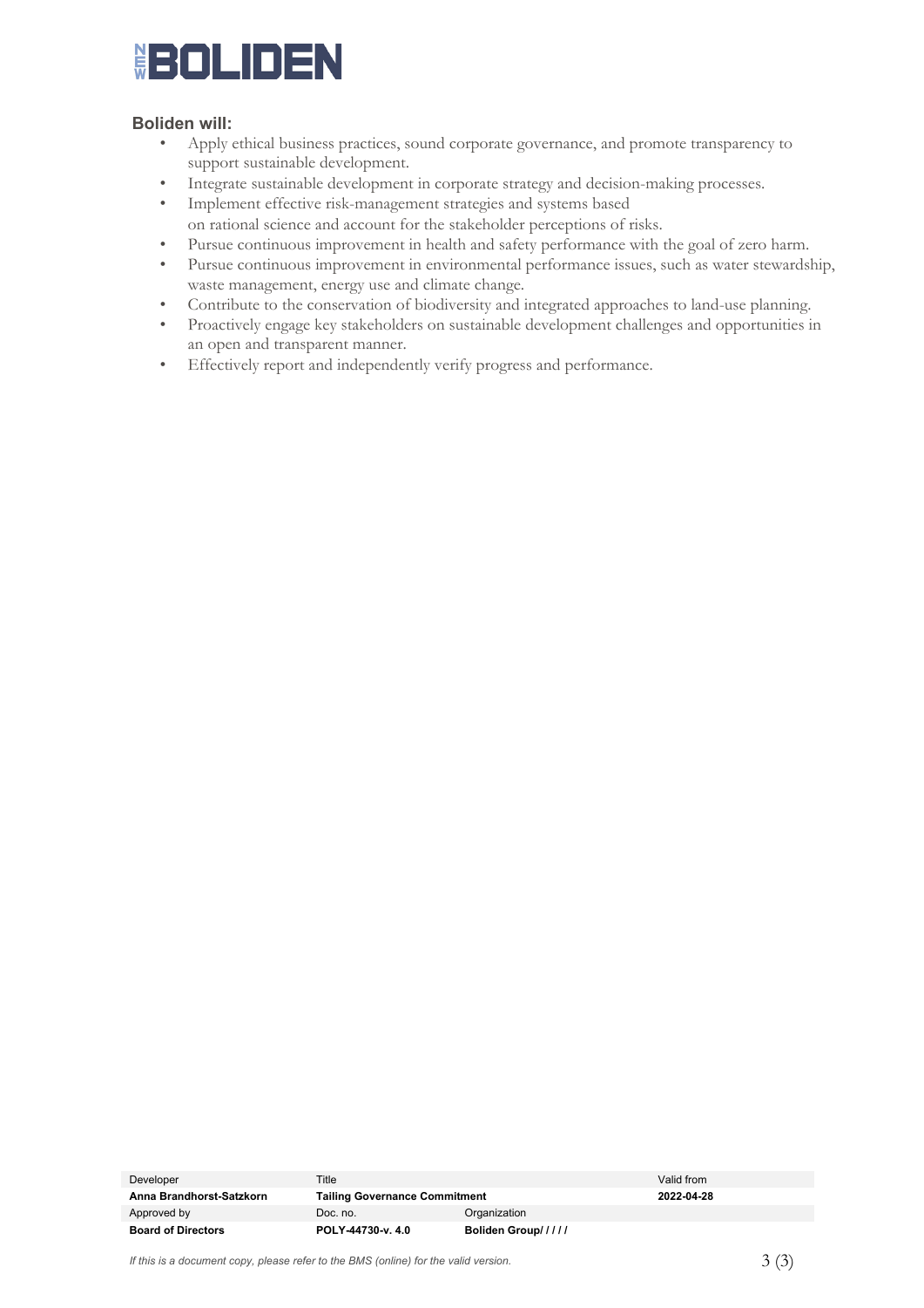**Boliden will:**

- Apply ethical business practices, sound corporate governance, and promote transparency to support sustainable development.
- Integrate sustainable development in corporate strategy and decision-making processes.
- Implement effective risk-management strategies and systems based on rational science and account for the stakeholder perceptions of risks.
- Pursue continuous improvement in health and safety performance with the goal of zero harm.
- Pursue continuous improvement in environmental performance issues, such as water stewardship, waste management, energy use and climate change.
- Contribute to the conservation of biodiversity and integrated approaches to land-use planning.
- Proactively engage key stakeholders on sustainable development challenges and opportunities in an open and transparent manner.
- Effectively report and independently verify progress and performance.